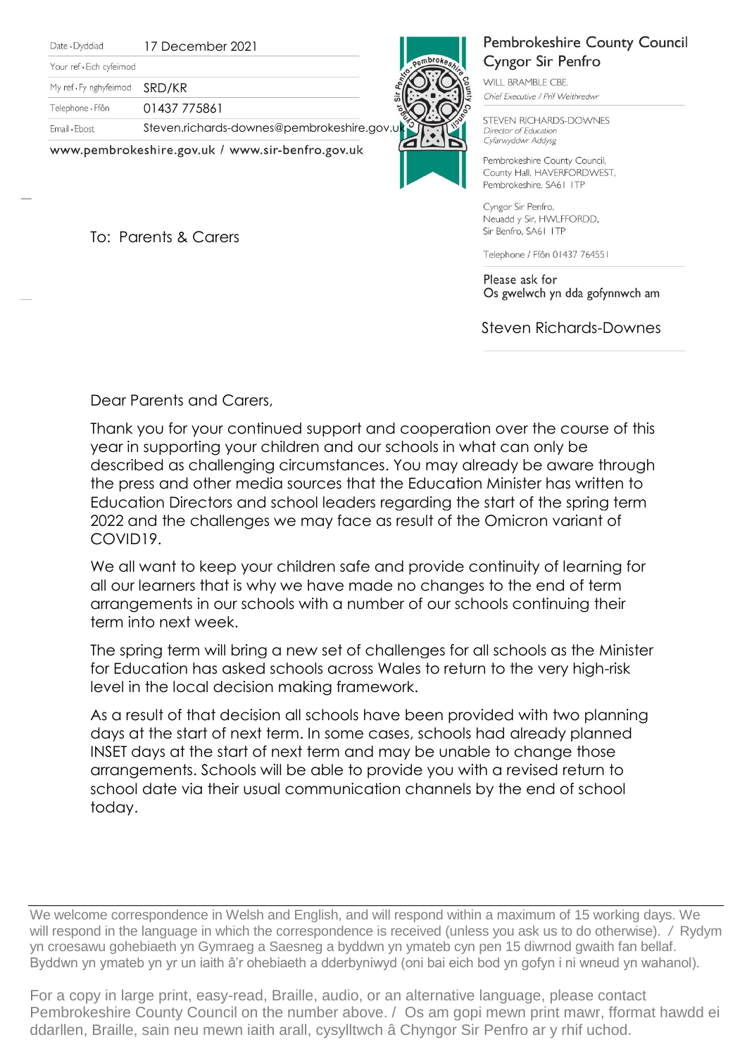| | |
|---|---|
| Date · Dyddiad | 17 December 2021 |
| Your ref · Eich cyfeirnod | |
| My ref · Fy nghyfeirnod | SRD/KR |
| Telephone · Ffôn | 01437 775861 |
| Email · Ebost | Steven.richards-downes@pembrokeshire.gov.uk |

www.pembrokeshire.gov.uk / www.sir-benfro.gov.uk

**Pembrokeshire County Council**
**Cyngor Sir Penfro**

WILL BRAMBLE CBE.
*Chief Executive / Prif Weithredwr*

STEVEN RICHARDS-DOWNES
*Director of Education*
*Cyfarwyddwr Addysg*

Pembrokeshire County Council,
County Hall, HAVERFORDWEST,
Pembrokeshire, SA61 1TP

Cyngor Sir Penfro,
Neuadd y Sir, HWLFFORDD,
Sir Benfro, SA61 1TP

Telephone / Ffôn 01437 764551

Please ask for
Os gwelwch yn dda gofynnwch am

Steven Richards-Downes

To: Parents & Carers

Dear Parents and Carers,

Thank you for your continued support and cooperation over the course of this year in supporting your children and our schools in what can only be described as challenging circumstances. You may already be aware through the press and other media sources that the Education Minister has written to Education Directors and school leaders regarding the start of the spring term 2022 and the challenges we may face as result of the Omicron variant of COVID19.

We all want to keep your children safe and provide continuity of learning for all our learners that is why we have made no changes to the end of term arrangements in our schools with a number of our schools continuing their term into next week.

The spring term will bring a new set of challenges for all schools as the Minister for Education has asked schools across Wales to return to the very high-risk level in the local decision making framework.

As a result of that decision all schools have been provided with two planning days at the start of next term. In some cases, schools had already planned INSET days at the start of next term and may be unable to change those arrangements. Schools will be able to provide you with a revised return to school date via their usual communication channels by the end of school today.

---

We welcome correspondence in Welsh and English, and will respond within a maximum of 15 working days. We will respond in the language in which the correspondence is received (unless you ask us to do otherwise). / Rydym yn croesawu gohebiaeth yn Gymraeg a Saesneg a byddwn yn ymateb cyn pen 15 diwrnod gwaith fan bellaf. Byddwn yn ymateb yn yr un iaith â'r ohebiaeth a dderbyniwyd (oni bai eich bod yn gofyn i ni wneud yn wahanol).

For a copy in large print, easy-read, Braille, audio, or an alternative language, please contact Pembrokeshire County Council on the number above. / Os am gopi mewn print mawr, fformat hawdd ei ddarllen, Braille, sain neu mewn iaith arall, cysylltwch â Chyngor Sir Penfro ar y rhif uchod.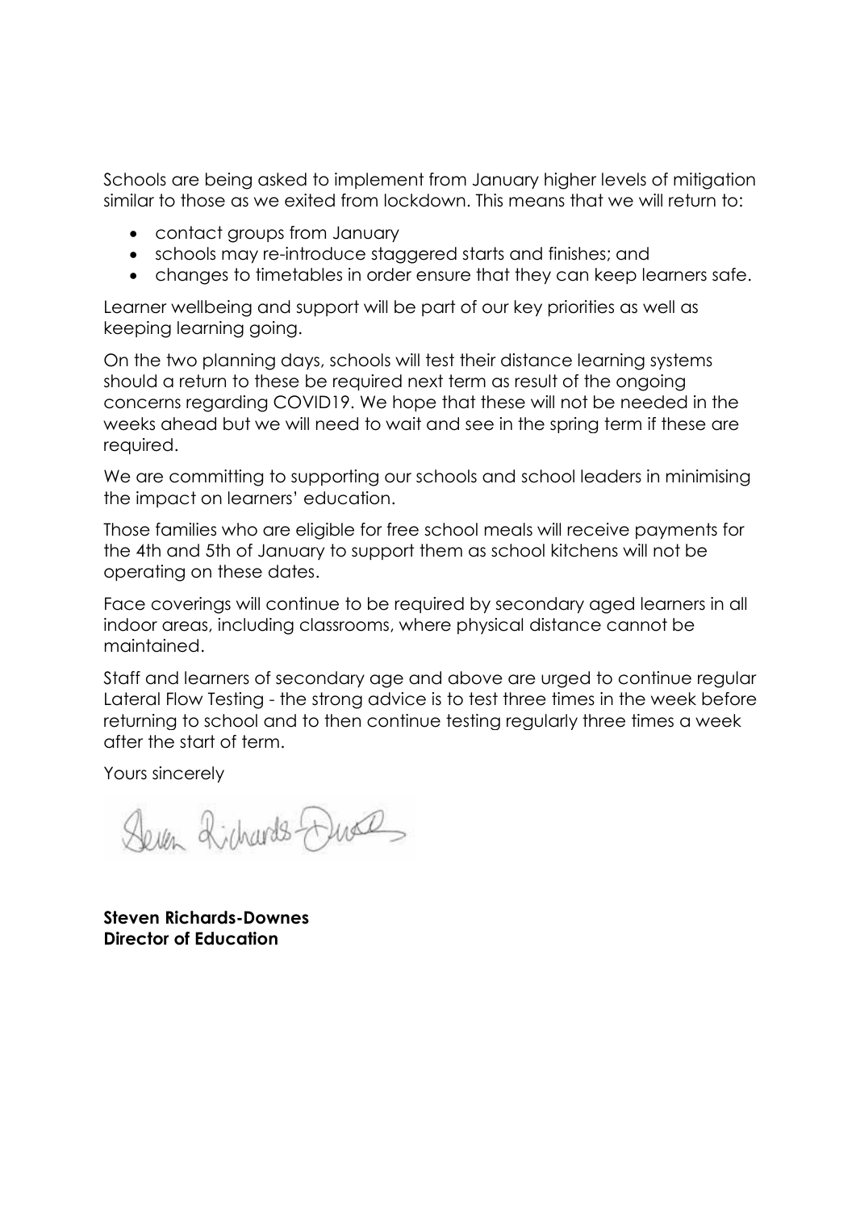Schools are being asked to implement from January higher levels of mitigation similar to those as we exited from lockdown. This means that we will return to:

- contact groups from January
- schools may re-introduce staggered starts and finishes; and
- changes to timetables in order ensure that they can keep learners safe.

Learner wellbeing and support will be part of our key priorities as well as keeping learning going.

On the two planning days, schools will test their distance learning systems should a return to these be required next term as result of the ongoing concerns regarding COVID19. We hope that these will not be needed in the weeks ahead but we will need to wait and see in the spring term if these are required.

We are committing to supporting our schools and school leaders in minimising the impact on learners' education.

Those families who are eligible for free school meals will receive payments for the 4th and 5th of January to support them as school kitchens will not be operating on these dates.

Face coverings will continue to be required by secondary aged learners in all indoor areas, including classrooms, where physical distance cannot be maintained.

Staff and learners of secondary age and above are urged to continue regular Lateral Flow Testing - the strong advice is to test three times in the week before returning to school and to then continue testing regularly three times a week after the start of term.

Yours sincerely

**Steven Richards-Downes**
**Director of Education**